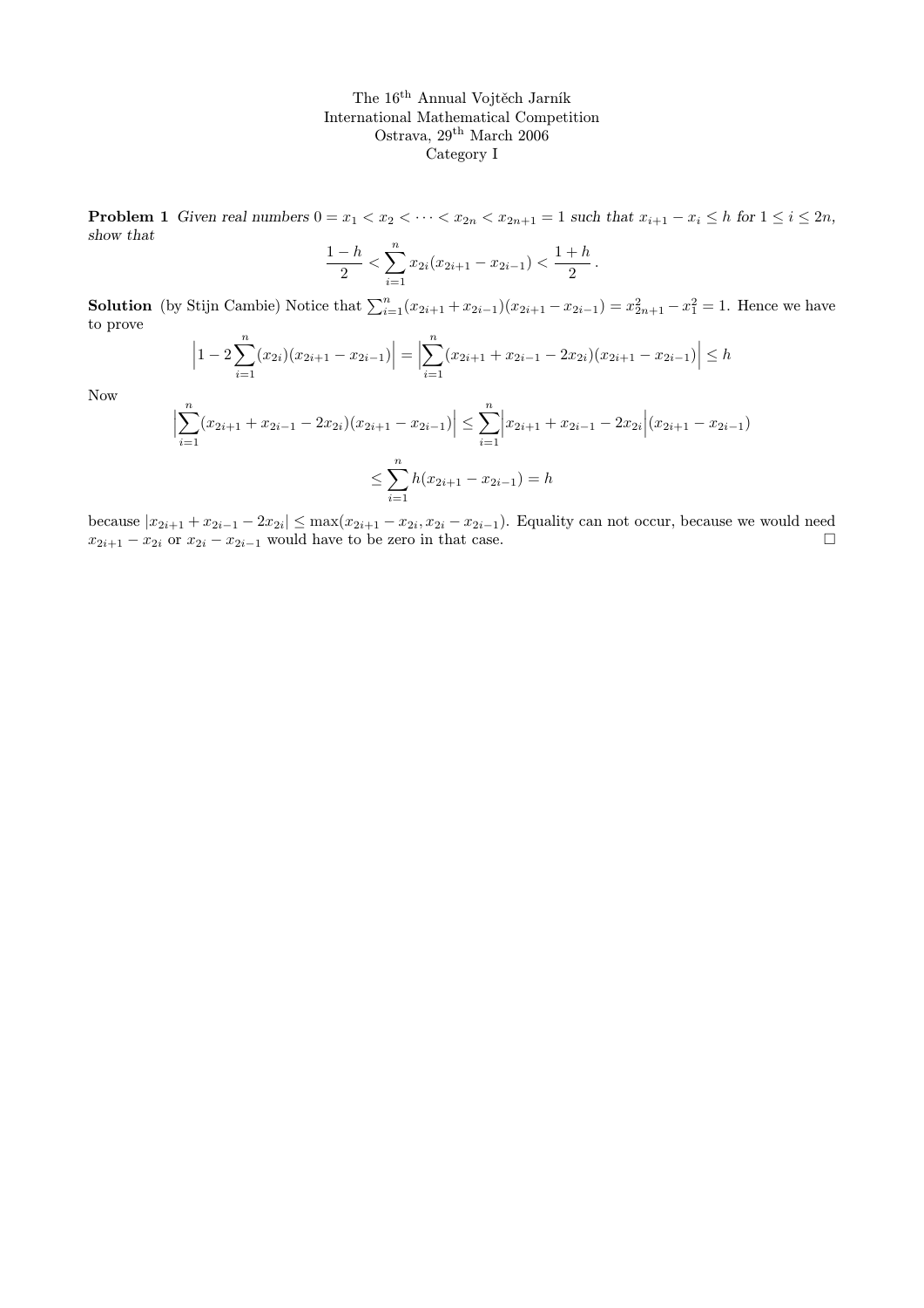The 16[th] Annual Vojtěch Jarník
International Mathematical Competition
Ostrava, 29[th] March 2006
Category I

**Problem 1** *Given real numbers $0 = x_1 < x_2 < \cdots < x_{2n} < x_{2n+1} = 1$ such that $x_{i+1} - x_i \leq h$ for $1 \leq i \leq 2n$, show that*

$$\frac{1-h}{2} < \sum_{i=1}^{n} x_{2i}(x_{2i+1} - x_{2i-1}) < \frac{1+h}{2}.$$

**Solution** (by Stijn Cambie) Notice that $\sum_{i=1}^{n}(x_{2i+1} + x_{2i-1})(x_{2i+1} - x_{2i-1}) = x_{2n+1}^2 - x_1^2 = 1$. Hence we have to prove

$$\left|1 - 2\sum_{i=1}^{n}(x_{2i})(x_{2i+1} - x_{2i-1})\right| = \left|\sum_{i=1}^{n}(x_{2i+1} + x_{2i-1} - 2x_{2i})(x_{2i+1} - x_{2i-1})\right| \leq h$$

Now

$$\left|\sum_{i=1}^{n}(x_{2i+1} + x_{2i-1} - 2x_{2i})(x_{2i+1} - x_{2i-1})\right| \leq \sum_{i=1}^{n}\left|x_{2i+1} + x_{2i-1} - 2x_{2i}\right|(x_{2i+1} - x_{2i-1})$$

$$\leq \sum_{i=1}^{n} h(x_{2i+1} - x_{2i-1}) = h$$

because $|x_{2i+1} + x_{2i-1} - 2x_{2i}| \leq \max(x_{2i+1} - x_{2i}, x_{2i} - x_{2i-1})$. Equality can not occur, because we would need $x_{2i+1} - x_{2i}$ or $x_{2i} - x_{2i-1}$ would have to be zero in that case. □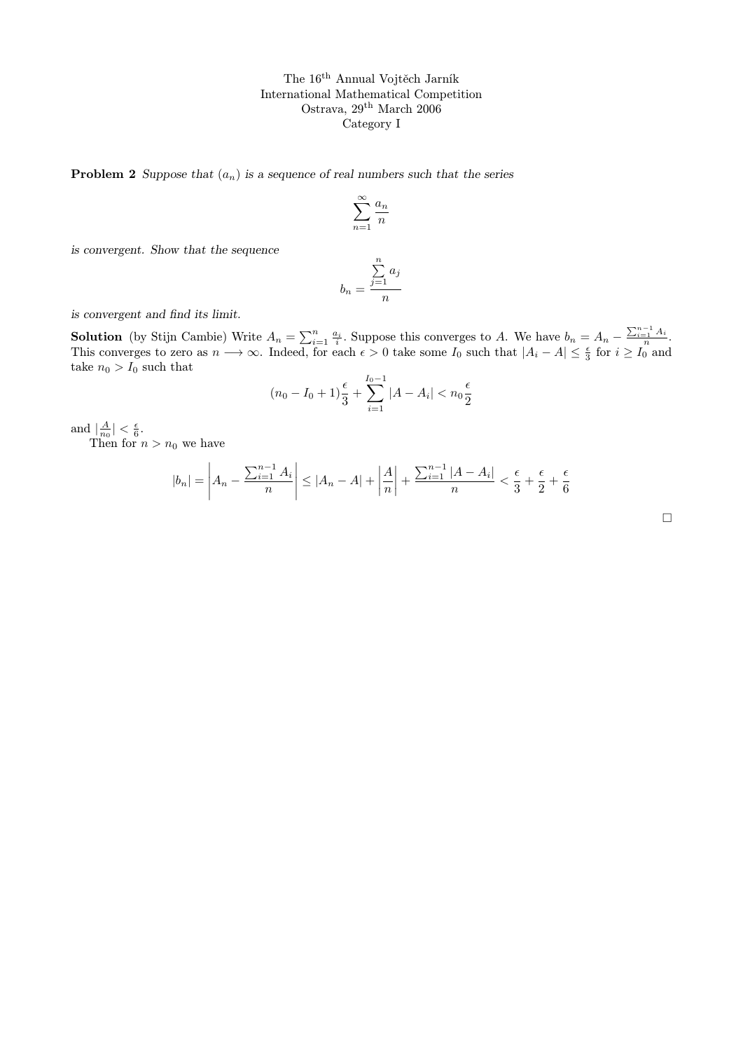The 16th Annual Vojtěch Jarník
International Mathematical Competition
Ostrava, 29th March 2006
Category I

**Problem 2** *Suppose that $(a_n)$ is a sequence of real numbers such that the series*

$$\sum_{n=1}^{\infty} \frac{a_n}{n}$$

*is convergent. Show that the sequence*

$$b_n = \frac{\sum\limits_{j=1}^{n} a_j}{n}$$

*is convergent and find its limit.*

**Solution** (by Stijn Cambie) Write $A_n = \sum_{i=1}^{n} \frac{a_i}{i}$. Suppose this converges to $A$. We have $b_n = A_n - \frac{\sum_{i=1}^{n-1} A_i}{n}$. This converges to zero as $n \longrightarrow \infty$. Indeed, for each $\epsilon > 0$ take some $I_0$ such that $|A_i - A| \leq \frac{\epsilon}{3}$ for $i \geq I_0$ and take $n_0 > I_0$ such that

$$(n_0 - I_0 + 1)\frac{\epsilon}{3} + \sum_{i=1}^{I_0 - 1} |A - A_i| < n_0 \frac{\epsilon}{2}$$

and $|\frac{A}{n_0}| < \frac{\epsilon}{6}$.

Then for $n > n_0$ we have

$$|b_n| = \left| A_n - \frac{\sum_{i=1}^{n-1} A_i}{n} \right| \leq |A_n - A| + \left| \frac{A}{n} \right| + \frac{\sum_{i=1}^{n-1} |A - A_i|}{n} < \frac{\epsilon}{3} + \frac{\epsilon}{2} + \frac{\epsilon}{6}$$

□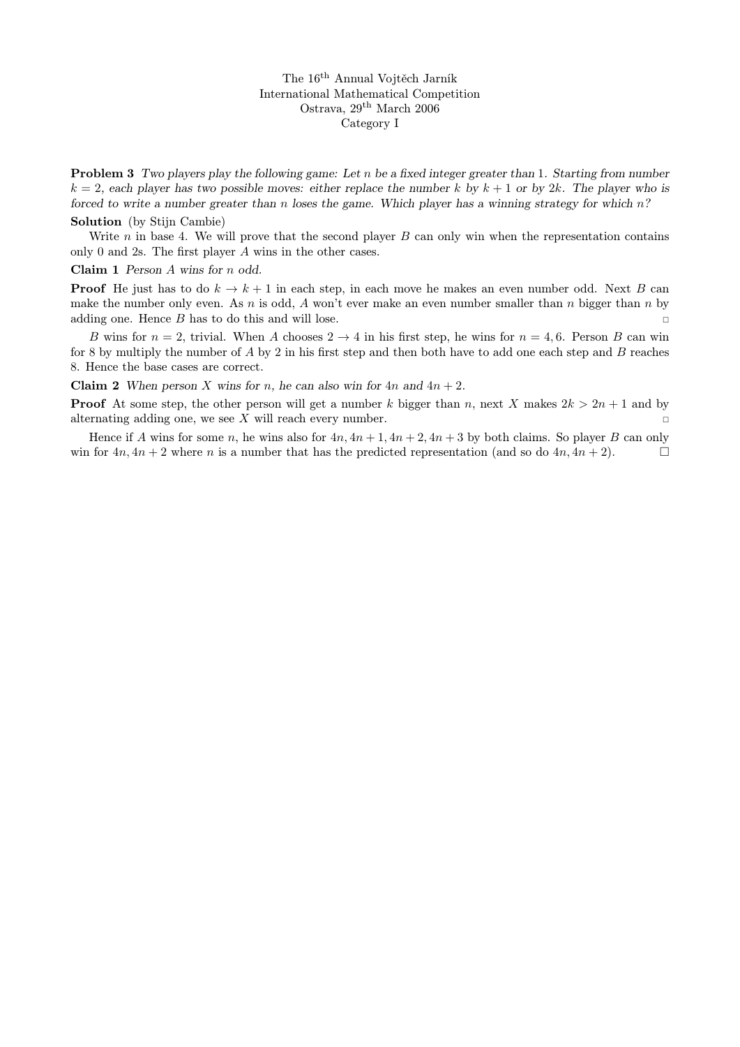The 16[th] Annual Vojtěch Jarník
International Mathematical Competition
Ostrava, 29[th] March 2006
Category I

**Problem 3** *Two players play the following game: Let $n$ be a fixed integer greater than 1. Starting from number $k = 2$, each player has two possible moves: either replace the number $k$ by $k+1$ or by $2k$. The player who is forced to write a number greater than $n$ loses the game. Which player has a winning strategy for which $n$?*

**Solution** (by Stijn Cambie)

Write $n$ in base 4. We will prove that the second player $B$ can only win when the representation contains only 0 and 2s. The first player $A$ wins in the other cases.

**Claim 1** *Person $A$ wins for $n$ odd.*

**Proof** He just has to do $k \to k+1$ in each step, in each move he makes an even number odd. Next $B$ can make the number only even. As $n$ is odd, $A$ won't ever make an even number smaller than $n$ bigger than $n$ by adding one. Hence $B$ has to do this and will lose. □

$B$ wins for $n = 2$, trivial. When $A$ chooses $2 \to 4$ in his first step, he wins for $n = 4, 6$. Person $B$ can win for 8 by multiply the number of $A$ by 2 in his first step and then both have to add one each step and $B$ reaches 8. Hence the base cases are correct.

**Claim 2** *When person $X$ wins for $n$, he can also win for $4n$ and $4n+2$.*

**Proof** At some step, the other person will get a number $k$ bigger than $n$, next $X$ makes $2k > 2n+1$ and by alternating adding one, we see $X$ will reach every number. □

Hence if $A$ wins for some $n$, he wins also for $4n, 4n+1, 4n+2, 4n+3$ by both claims. So player $B$ can only win for $4n, 4n+2$ where $n$ is a number that has the predicted representation (and so do $4n, 4n+2$). □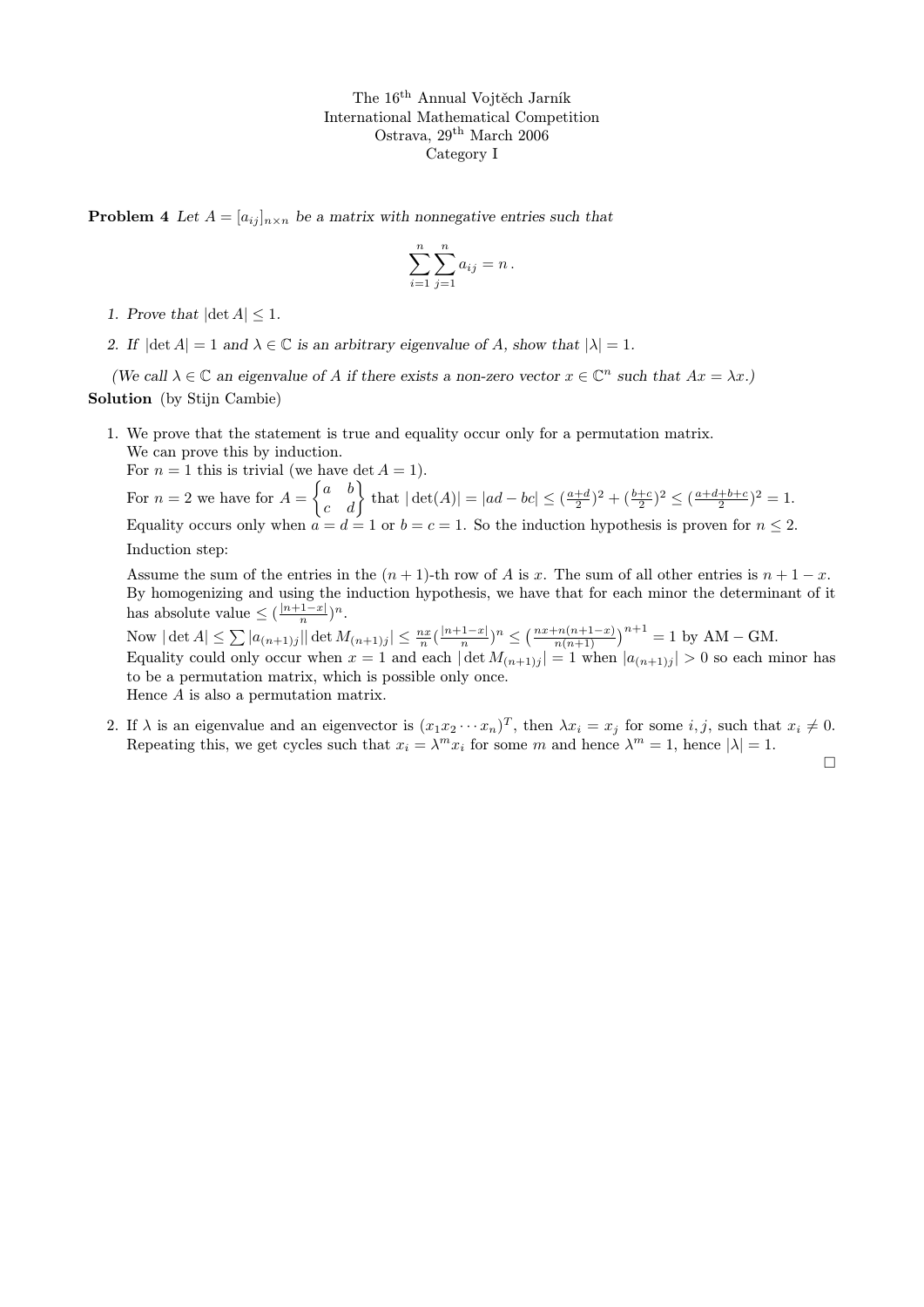The 16[th] Annual Vojtěch Jarník
International Mathematical Competition
Ostrava, 29[th] March 2006
Category I

**Problem 4** *Let $A = [a_{ij}]_{n\times n}$ be a matrix with nonnegative entries such that*

$$\sum_{i=1}^{n}\sum_{j=1}^{n} a_{ij} = n\,.$$

1. *Prove that $|\det A| \le 1$.*
2. *If $|\det A| = 1$ and $\lambda \in \mathbb{C}$ is an arbitrary eigenvalue of $A$, show that $|\lambda| = 1$.*

*(We call $\lambda \in \mathbb{C}$ an eigenvalue of $A$ if there exists a non-zero vector $x \in \mathbb{C}^n$ such that $Ax = \lambda x$.)*

**Solution** (by Stijn Cambie)

1. We prove that the statement is true and equality occur only for a permutation matrix.
   We can prove this by induction.
   For $n = 1$ this is trivial (we have $\det A = 1$).
   For $n = 2$ we have for $A = \begin{Bmatrix} a & b \\ c & d \end{Bmatrix}$ that $|\det(A)| = |ad - bc| \le (\frac{a+d}{2})^2 + (\frac{b+c}{2})^2 \le (\frac{a+d+b+c}{2})^2 = 1$.
   Equality occurs only when $a = d = 1$ or $b = c = 1$. So the induction hypothesis is proven for $n \le 2$.
   Induction step:
   Assume the sum of the entries in the $(n+1)$-th row of $A$ is $x$. The sum of all other entries is $n + 1 - x$. By homogenizing and using the induction hypothesis, we have that for each minor the determinant of it has absolute value $\le (\frac{|n+1-x|}{n})^n$.
   Now $|\det A| \le \sum |a_{(n+1)j}||\det M_{(n+1)j}| \le \frac{nx}{n}(\frac{|n+1-x|}{n})^n \le \left(\frac{nx+n(n+1-x)}{n(n+1)}\right)^{n+1} = 1$ by $\mathrm{AM-GM}$.
   Equality could only occur when $x = 1$ and each $|\det M_{(n+1)j}| = 1$ when $|a_{(n+1)j}| > 0$ so each minor has to be a permutation matrix, which is possible only once.
   Hence $A$ is also a permutation matrix.
2. If $\lambda$ is an eigenvalue and an eigenvector is $(x_1 x_2 \cdots x_n)^T$, then $\lambda x_i = x_j$ for some $i, j$, such that $x_i \neq 0$. Repeating this, we get cycles such that $x_i = \lambda^m x_i$ for some $m$ and hence $\lambda^m = 1$, hence $|\lambda| = 1$.

$\square$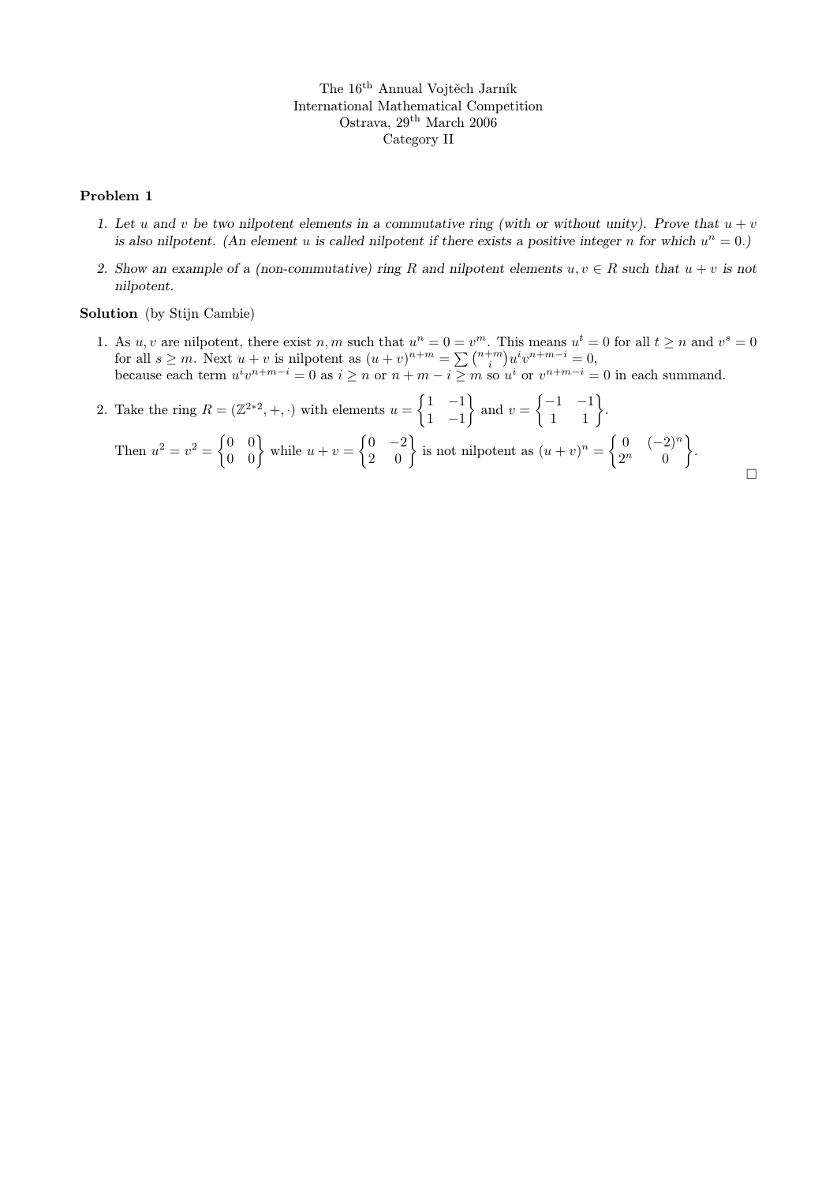The 16[th] Annual Vojtěch Jarník
International Mathematical Competition
Ostrava, 29[th] March 2006
Category II

**Problem 1**

1. *Let $u$ and $v$ be two nilpotent elements in a commutative ring (with or without unity). Prove that $u+v$ is also nilpotent. (An element $u$ is called nilpotent if there exists a positive integer $n$ for which $u^n = 0$.)*

2. *Show an example of a (non-commutative) ring $R$ and nilpotent elements $u, v \in R$ such that $u+v$ is not nilpotent.*

**Solution** (by Stijn Cambie)

1. As $u, v$ are nilpotent, there exist $n, m$ such that $u^n = 0 = v^m$. This means $u^t = 0$ for all $t \geq n$ and $v^s = 0$ for all $s \geq m$. Next $u+v$ is nilpotent as $(u+v)^{n+m} = \sum \binom{n+m}{i} u^i v^{n+m-i} = 0$,
because each term $u^i v^{n+m-i} = 0$ as $i \geq n$ or $n+m-i \geq m$ so $u^i$ or $v^{n+m-i} = 0$ in each summand.

2. Take the ring $R = (\mathbb{Z}^{2*2}, +, \cdot)$ with elements $u = \begin{Bmatrix} 1 & -1 \\ 1 & -1 \end{Bmatrix}$ and $v = \begin{Bmatrix} -1 & -1 \\ 1 & 1 \end{Bmatrix}$.

   Then $u^2 = v^2 = \begin{Bmatrix} 0 & 0 \\ 0 & 0 \end{Bmatrix}$ while $u+v = \begin{Bmatrix} 0 & -2 \\ 2 & 0 \end{Bmatrix}$ is not nilpotent as $(u+v)^n = \begin{Bmatrix} 0 & (-2)^n \\ 2^n & 0 \end{Bmatrix}$.

$\square$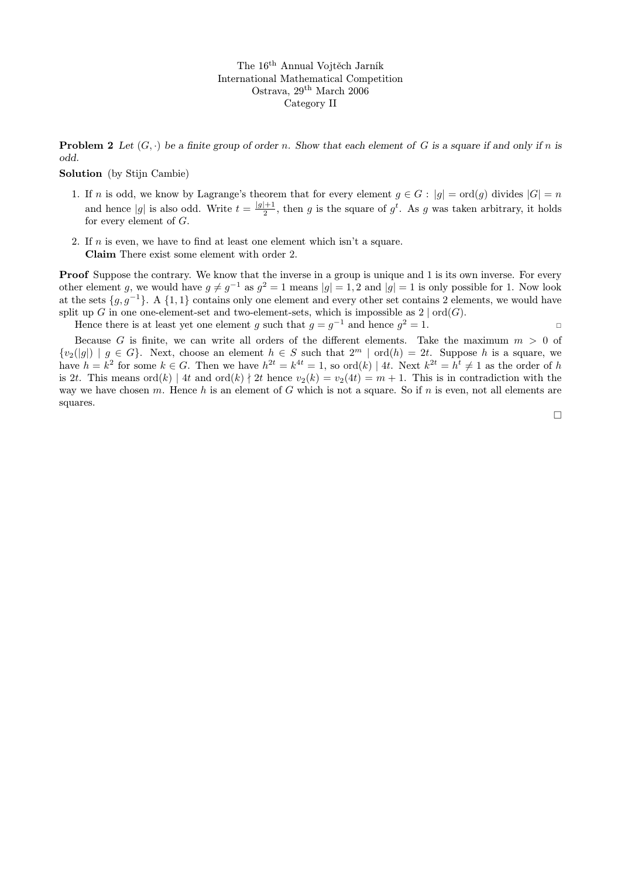The 16[th] Annual Vojtěch Jarník
International Mathematical Competition
Ostrava, 29[th] March 2006
Category II

**Problem 2** *Let $(G, \cdot)$ be a finite group of order $n$. Show that each element of $G$ is a square if and only if $n$ is odd.*

**Solution** (by Stijn Cambie)

1. If $n$ is odd, we know by Lagrange's theorem that for every element $g \in G : |g| = \text{ord}(g)$ divides $|G| = n$ and hence $|g|$ is also odd. Write $t = \frac{|g|+1}{2}$, then $g$ is the square of $g^t$. As $g$ was taken arbitrary, it holds for every element of $G$.

2. If $n$ is even, we have to find at least one element which isn't a square.
   **Claim** There exist some element with order 2.

**Proof** Suppose the contrary. We know that the inverse in a group is unique and 1 is its own inverse. For every other element $g$, we would have $g \neq g^{-1}$ as $g^2 = 1$ means $|g| = 1, 2$ and $|g| = 1$ is only possible for 1. Now look at the sets $\{g, g^{-1}\}$. A $\{1, 1\}$ contains only one element and every other set contains 2 elements, we would have split up $G$ in one one-element-set and two-element-sets, which is impossible as $2 \mid \text{ord}(G)$.

Hence there is at least yet one element $g$ such that $g = g^{-1}$ and hence $g^2 = 1$. □

Because $G$ is finite, we can write all orders of the different elements. Take the maximum $m > 0$ of $\{v_2(|g|) \mid g \in G\}$. Next, choose an element $h \in S$ such that $2^m \mid \text{ord}(h) = 2t$. Suppose $h$ is a square, we have $h = k^2$ for some $k \in G$. Then we have $h^{2t} = k^{4t} = 1$, so $\text{ord}(k) \mid 4t$. Next $k^{2t} = h^t \neq 1$ as the order of $h$ is $2t$. This means $\text{ord}(k) \mid 4t$ and $\text{ord}(k) \nmid 2t$ hence $v_2(k) = v_2(4t) = m + 1$. This is in contradiction with the way we have chosen $m$. Hence $h$ is an element of $G$ which is not a square. So if $n$ is even, not all elements are squares.

□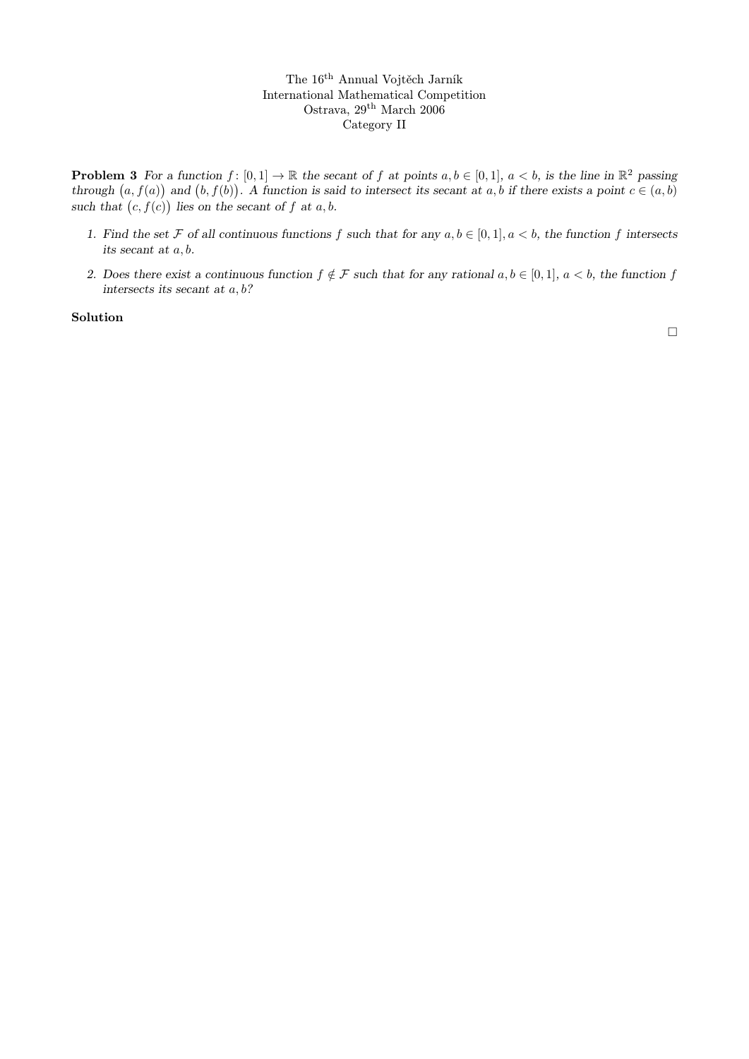The 16th Annual Vojtěch Jarník
International Mathematical Competition
Ostrava, 29th March 2006
Category II

**Problem 3** *For a function $f\colon [0,1] \to \mathbb{R}$ the secant of $f$ at points $a, b \in [0,1]$, $a < b$, is the line in $\mathbb{R}^2$ passing through $\big(a, f(a)\big)$ and $\big(b, f(b)\big)$. A function is said to intersect its secant at $a, b$ if there exists a point $c \in (a, b)$ such that $\big(c, f(c)\big)$ lies on the secant of $f$ at $a, b$.*

1. *Find the set $\mathcal{F}$ of all continuous functions $f$ such that for any $a, b \in [0,1]$, $a < b$, the function $f$ intersects its secant at $a, b$.*

2. *Does there exist a continuous function $f \notin \mathcal{F}$ such that for any rational $a, b \in [0,1]$, $a < b$, the function $f$ intersects its secant at $a, b$?*

**Solution**

□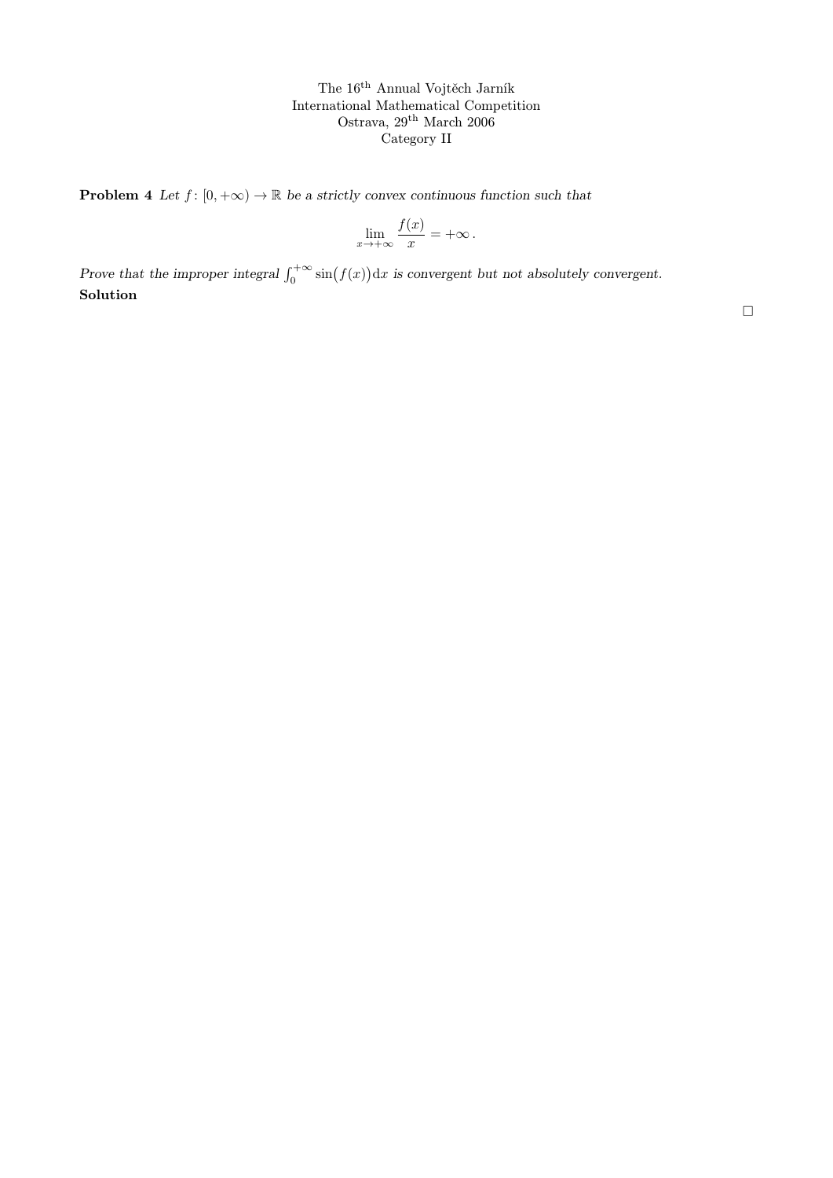The 16th Annual Vojtěch Jarník
International Mathematical Competition
Ostrava, 29th March 2006
Category II

**Problem 4** *Let $f\colon [0,+\infty) \to \mathbb{R}$ be a strictly convex continuous function such that*

$$\lim_{x\to+\infty} \frac{f(x)}{x} = +\infty\,.$$

*Prove that the improper integral $\int_0^{+\infty} \sin\bigl(f(x)\bigr)\,\mathrm{d}x$ is convergent but not absolutely convergent.*

**Solution**

□